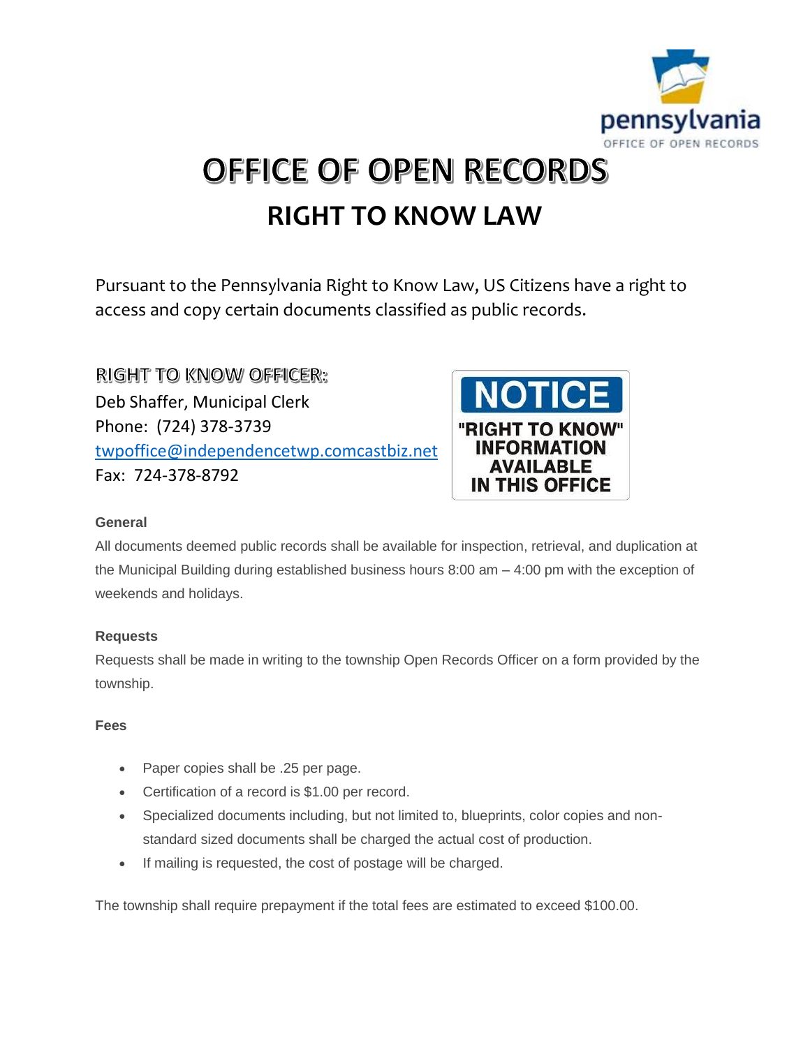# OFFICE OF OPEN RECORDS

## RIGHT TO KNOW LAW

Pursuant to the Pennsylvania Right to Know Law, US Citizens have a right to access and copy certain documents classified as public records.

RIGHT TO KNOW OFFICER:
Deb Shaffer, Municipal Clerk
Phone: (724) 378-3739
twpoffice@independencetwp.comcastbiz.net
Fax: 724-378-8792

NOTICE
"RIGHT TO KNOW" INFORMATION AVAILABLE IN THIS OFFICE

**General**

All documents deemed public records shall be available for inspection, retrieval, and duplication at the Municipal Building during established business hours 8:00 am – 4:00 pm with the exception of weekends and holidays.

**Requests**

Requests shall be made in writing to the township Open Records Officer on a form provided by the township.

**Fees**

- Paper copies shall be .25 per page.
- Certification of a record is $1.00 per record.
- Specialized documents including, but not limited to, blueprints, color copies and non-standard sized documents shall be charged the actual cost of production.
- If mailing is requested, the cost of postage will be charged.

The township shall require prepayment if the total fees are estimated to exceed $100.00.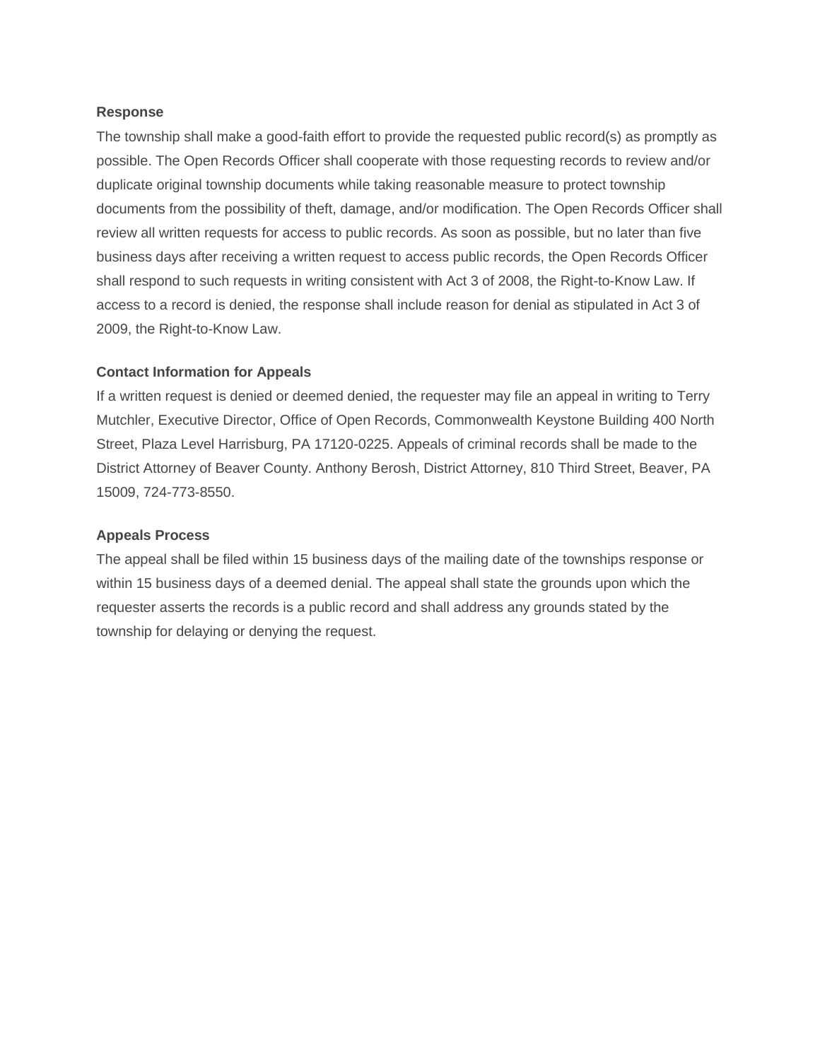**Response**

The township shall make a good-faith effort to provide the requested public record(s) as promptly as possible. The Open Records Officer shall cooperate with those requesting records to review and/or duplicate original township documents while taking reasonable measure to protect township documents from the possibility of theft, damage, and/or modification. The Open Records Officer shall review all written requests for access to public records. As soon as possible, but no later than five business days after receiving a written request to access public records, the Open Records Officer shall respond to such requests in writing consistent with Act 3 of 2008, the Right-to-Know Law. If access to a record is denied, the response shall include reason for denial as stipulated in Act 3 of 2009, the Right-to-Know Law.

**Contact Information for Appeals**

If a written request is denied or deemed denied, the requester may file an appeal in writing to Terry Mutchler, Executive Director, Office of Open Records, Commonwealth Keystone Building 400 North Street, Plaza Level Harrisburg, PA 17120-0225. Appeals of criminal records shall be made to the District Attorney of Beaver County. Anthony Berosh, District Attorney, 810 Third Street, Beaver, PA 15009, 724-773-8550.

**Appeals Process**

The appeal shall be filed within 15 business days of the mailing date of the townships response or within 15 business days of a deemed denial. The appeal shall state the grounds upon which the requester asserts the records is a public record and shall address any grounds stated by the township for delaying or denying the request.